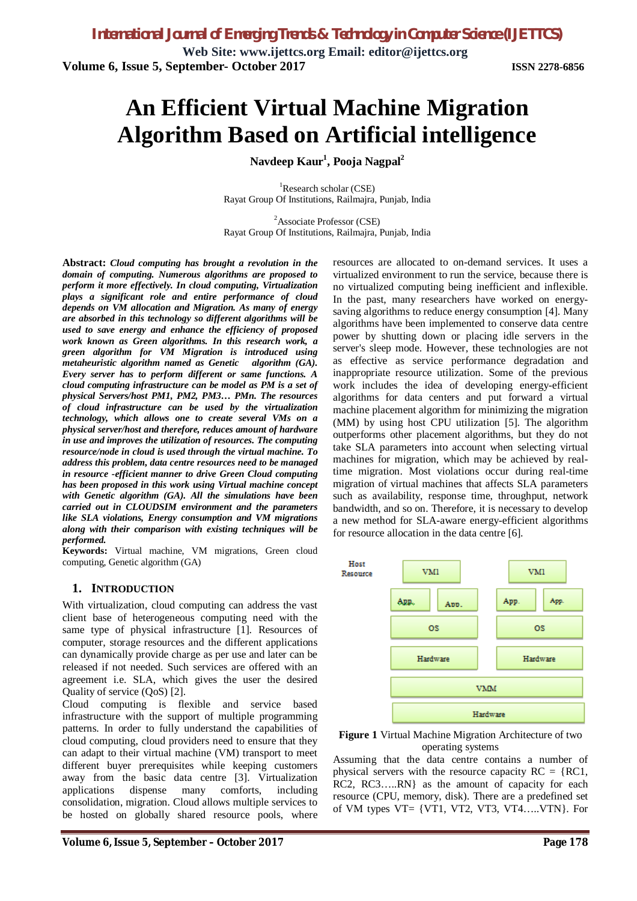# An Efficient Virtual Machine Migration Algorithm Based on Artificial intelligence

**Navdeep Kaur[1], Pooja Nagpal[2]**

[1]Research scholar (CSE)
Rayat Group Of Institutions, Railmajra, Punjab, India

[2]Associate Professor (CSE)
Rayat Group Of Institutions, Railmajra, Punjab, India

**Abstract:** ***Cloud computing has brought a revolution in the domain of computing. Numerous algorithms are proposed to perform it more effectively. In cloud computing, Virtualization plays a significant role and entire performance of cloud depends on VM allocation and Migration. As many of energy are absorbed in this technology so different algorithms will be used to save energy and enhance the efficiency of proposed work known as Green algorithms. In this research work, a green algorithm for VM Migration is introduced using metaheuristic algorithm named as Genetic algorithm (GA). Every server has to perform different or same functions. A cloud computing infrastructure can be model as PM is a set of physical Servers/host PM1, PM2, PM3… PMn. The resources of cloud infrastructure can be used by the virtualization technology, which allows one to create several VMs on a physical server/host and therefore, reduces amount of hardware in use and improves the utilization of resources. The computing resource/node in cloud is used through the virtual machine. To address this problem, data centre resources need to be managed in resource -efficient manner to drive Green Cloud computing has been proposed in this work using Virtual machine concept with Genetic algorithm (GA). All the simulations have been carried out in CLOUDSIM environment and the parameters like SLA violations, Energy consumption and VM migrations along with their comparison with existing techniques will be performed.***

**Keywords:** Virtual machine, VM migrations, Green cloud computing, Genetic algorithm (GA)

## 1. INTRODUCTION

With virtualization, cloud computing can address the vast client base of heterogeneous computing need with the same type of physical infrastructure [1]. Resources of computer, storage resources and the different applications can dynamically provide charge as per use and later can be released if not needed. Such services are offered with an agreement i.e. SLA, which gives the user the desired Quality of service (QoS) [2].

Cloud computing is flexible and service based infrastructure with the support of multiple programming patterns. In order to fully understand the capabilities of cloud computing, cloud providers need to ensure that they can adapt to their virtual machine (VM) transport to meet different buyer prerequisites while keeping customers away from the basic data centre [3]. Virtualization applications dispense many comforts, including consolidation, migration. Cloud allows multiple services to be hosted on globally shared resource pools, where resources are allocated to on-demand services. It uses a virtualized environment to run the service, because there is no virtualized computing being inefficient and inflexible. In the past, many researchers have worked on energy-saving algorithms to reduce energy consumption [4]. Many algorithms have been implemented to conserve data centre power by shutting down or placing idle servers in the server's sleep mode. However, these technologies are not as effective as service performance degradation and inappropriate resource utilization. Some of the previous work includes the idea of developing energy-efficient algorithms for data centers and put forward a virtual machine placement algorithm for minimizing the migration (MM) by using host CPU utilization [5]. The algorithm outperforms other placement algorithms, but they do not take SLA parameters into account when selecting virtual machines for migration, which may be achieved by real-time migration. Most violations occur during real-time migration of virtual machines that affects SLA parameters such as availability, response time, throughput, network bandwidth, and so on. Therefore, it is necessary to develop a new method for SLA-aware energy-efficient algorithms for resource allocation in the data centre [6].

**Figure 1** Virtual Machine Migration Architecture of two operating systems

Assuming that the data centre contains a number of physical servers with the resource capacity RC = {RC1, RC2, RC3…..RN} as the amount of capacity for each resource (CPU, memory, disk). There are a predefined set of VM types VT= {VT1, VT2, VT3, VT4…..VTN}. For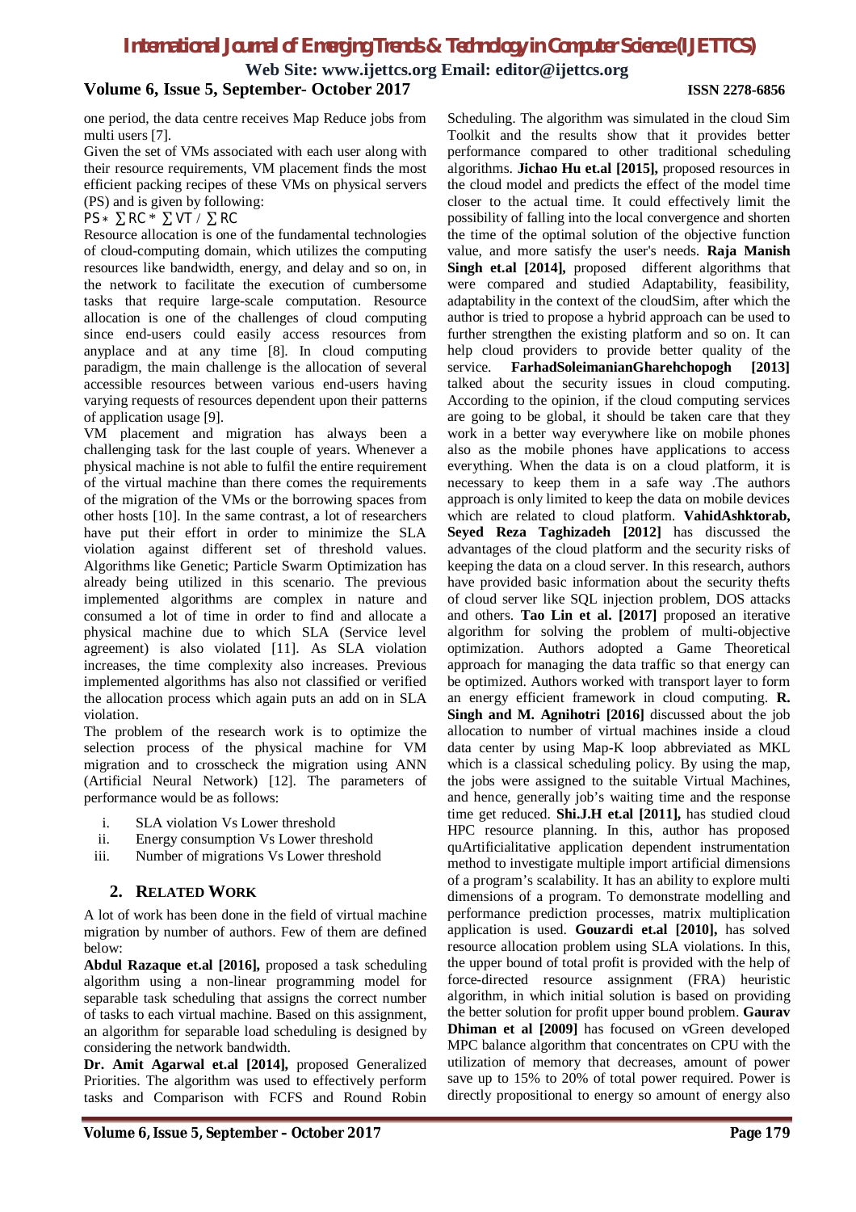one period, the data centre receives Map Reduce jobs from multi users [7].

Given the set of VMs associated with each user along with their resource requirements, VM placement finds the most efficient packing recipes of these VMs on physical servers (PS) and is given by following:

$$PS * \sum RC * \sum VT / \sum RC$$

Resource allocation is one of the fundamental technologies of cloud-computing domain, which utilizes the computing resources like bandwidth, energy, and delay and so on, in the network to facilitate the execution of cumbersome tasks that require large-scale computation. Resource allocation is one of the challenges of cloud computing since end-users could easily access resources from anyplace and at any time [8]. In cloud computing paradigm, the main challenge is the allocation of several accessible resources between various end-users having varying requests of resources dependent upon their patterns of application usage [9].

VM placement and migration has always been a challenging task for the last couple of years. Whenever a physical machine is not able to fulfil the entire requirement of the virtual machine than there comes the requirements of the migration of the VMs or the borrowing spaces from other hosts [10]. In the same contrast, a lot of researchers have put their effort in order to minimize the SLA violation against different set of threshold values. Algorithms like Genetic; Particle Swarm Optimization has already being utilized in this scenario. The previous implemented algorithms are complex in nature and consumed a lot of time in order to find and allocate a physical machine due to which SLA (Service level agreement) is also violated [11]. As SLA violation increases, the time complexity also increases. Previous implemented algorithms has also not classified or verified the allocation process which again puts an add on in SLA violation.

The problem of the research work is to optimize the selection process of the physical machine for VM migration and to crosscheck the migration using ANN (Artificial Neural Network) [12]. The parameters of performance would be as follows:

i. SLA violation Vs Lower threshold
ii. Energy consumption Vs Lower threshold
iii. Number of migrations Vs Lower threshold

## 2. RELATED WORK

A lot of work has been done in the field of virtual machine migration by number of authors. Few of them are defined below:

**Abdul Razaque et.al [2016],** proposed a task scheduling algorithm using a non-linear programming model for separable task scheduling that assigns the correct number of tasks to each virtual machine. Based on this assignment, an algorithm for separable load scheduling is designed by considering the network bandwidth.

**Dr. Amit Agarwal et.al [2014],** proposed Generalized Priorities. The algorithm was used to effectively perform tasks and Comparison with FCFS and Round Robin Scheduling. The algorithm was simulated in the cloud Sim Toolkit and the results show that it provides better performance compared to other traditional scheduling algorithms. **Jichao Hu et.al [2015],** proposed resources in the cloud model and predicts the effect of the model time closer to the actual time. It could effectively limit the possibility of falling into the local convergence and shorten the time of the optimal solution of the objective function value, and more satisfy the user's needs. **Raja Manish Singh et.al [2014],** proposed different algorithms that were compared and studied Adaptability, feasibility, adaptability in the context of the cloudSim, after which the author is tried to propose a hybrid approach can be used to further strengthen the existing platform and so on. It can help cloud providers to provide better quality of the service. **FarhadSoleimanianGharehchopogh [2013]** talked about the security issues in cloud computing. According to the opinion, if the cloud computing services are going to be global, it should be taken care that they work in a better way everywhere like on mobile phones also as the mobile phones have applications to access everything. When the data is on a cloud platform, it is necessary to keep them in a safe way .The authors approach is only limited to keep the data on mobile devices which are related to cloud platform. **VahidAshktorab, Seyed Reza Taghizadeh [2012]** has discussed the advantages of the cloud platform and the security risks of keeping the data on a cloud server. In this research, authors have provided basic information about the security thefts of cloud server like SQL injection problem, DOS attacks and others. **Tao Lin et al. [2017]** proposed an iterative algorithm for solving the problem of multi-objective optimization. Authors adopted a Game Theoretical approach for managing the data traffic so that energy can be optimized. Authors worked with transport layer to form an energy efficient framework in cloud computing. **R. Singh and M. Agnihotri [2016]** discussed about the job allocation to number of virtual machines inside a cloud data center by using Map-K loop abbreviated as MKL which is a classical scheduling policy. By using the map, the jobs were assigned to the suitable Virtual Machines, and hence, generally job's waiting time and the response time get reduced. **Shi.J.H et.al [2011],** has studied cloud HPC resource planning. In this, author has proposed quArtificialitative application dependent instrumentation method to investigate multiple import artificial dimensions of a program's scalability. It has an ability to explore multi dimensions of a program. To demonstrate modelling and performance prediction processes, matrix multiplication application is used. **Gouzardi et.al [2010],** has solved resource allocation problem using SLA violations. In this, the upper bound of total profit is provided with the help of force-directed resource assignment (FRA) heuristic algorithm, in which initial solution is based on providing the better solution for profit upper bound problem. **Gaurav Dhiman et al [2009]** has focused on vGreen developed MPC balance algorithm that concentrates on CPU with the utilization of memory that decreases, amount of power save up to 15% to 20% of total power required. Power is directly propositional to energy so amount of energy also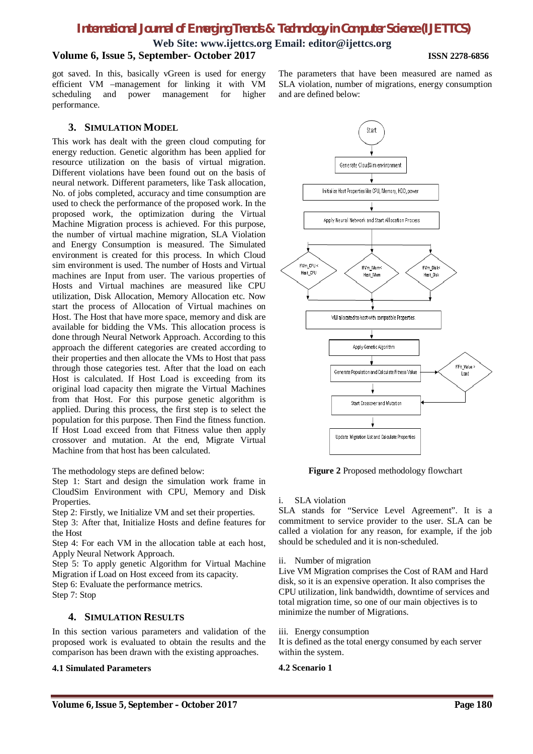got saved. In this, basically vGreen is used for energy efficient VM –management for linking it with VM scheduling and power management for higher performance.

## 3. SIMULATION MODEL

This work has dealt with the green cloud computing for energy reduction. Genetic algorithm has been applied for resource utilization on the basis of virtual migration. Different violations have been found out on the basis of neural network. Different parameters, like Task allocation, No. of jobs completed, accuracy and time consumption are used to check the performance of the proposed work. In the proposed work, the optimization during the Virtual Machine Migration process is achieved. For this purpose, the number of virtual machine migration, SLA Violation and Energy Consumption is measured. The Simulated environment is created for this process. In which Cloud sim environment is used. The number of Hosts and Virtual machines are Input from user. The various properties of Hosts and Virtual machines are measured like CPU utilization, Disk Allocation, Memory Allocation etc. Now start the process of Allocation of Virtual machines on Host. The Host that have more space, memory and disk are available for bidding the VMs. This allocation process is done through Neural Network Approach. According to this approach the different categories are created according to their properties and then allocate the VMs to Host that pass through those categories test. After that the load on each Host is calculated. If Host Load is exceeding from its original load capacity then migrate the Virtual Machines from that Host. For this purpose genetic algorithm is applied. During this process, the first step is to select the population for this purpose. Then Find the fitness function. If Host Load exceed from that Fitness value then apply crossover and mutation. At the end, Migrate Virtual Machine from that host has been calculated.

The methodology steps are defined below:

Step 1: Start and design the simulation work frame in CloudSim Environment with CPU, Memory and Disk Properties.

Step 2: Firstly, we Initialize VM and set their properties.

Step 3: After that, Initialize Hosts and define features for the Host

Step 4: For each VM in the allocation table at each host, Apply Neural Network Approach.

Step 5: To apply genetic Algorithm for Virtual Machine Migration if Load on Host exceed from its capacity.

Step 6: Evaluate the performance metrics.

Step 7: Stop

## 4. SIMULATION RESULTS

In this section various parameters and validation of the proposed work is evaluated to obtain the results and the comparison has been drawn with the existing approaches.

### 4.1 Simulated Parameters

The parameters that have been measured are named as SLA violation, number of migrations, energy consumption and are defined below:

**Figure 2** Proposed methodology flowchart

i. SLA violation

SLA stands for "Service Level Agreement". It is a commitment to service provider to the user. SLA can be called a violation for any reason, for example, if the job should be scheduled and it is non-scheduled.

ii. Number of migration

Live VM Migration comprises the Cost of RAM and Hard disk, so it is an expensive operation. It also comprises the CPU utilization, link bandwidth, downtime of services and total migration time, so one of our main objectives is to minimize the number of Migrations.

iii. Energy consumption

It is defined as the total energy consumed by each server within the system.

### 4.2 Scenario 1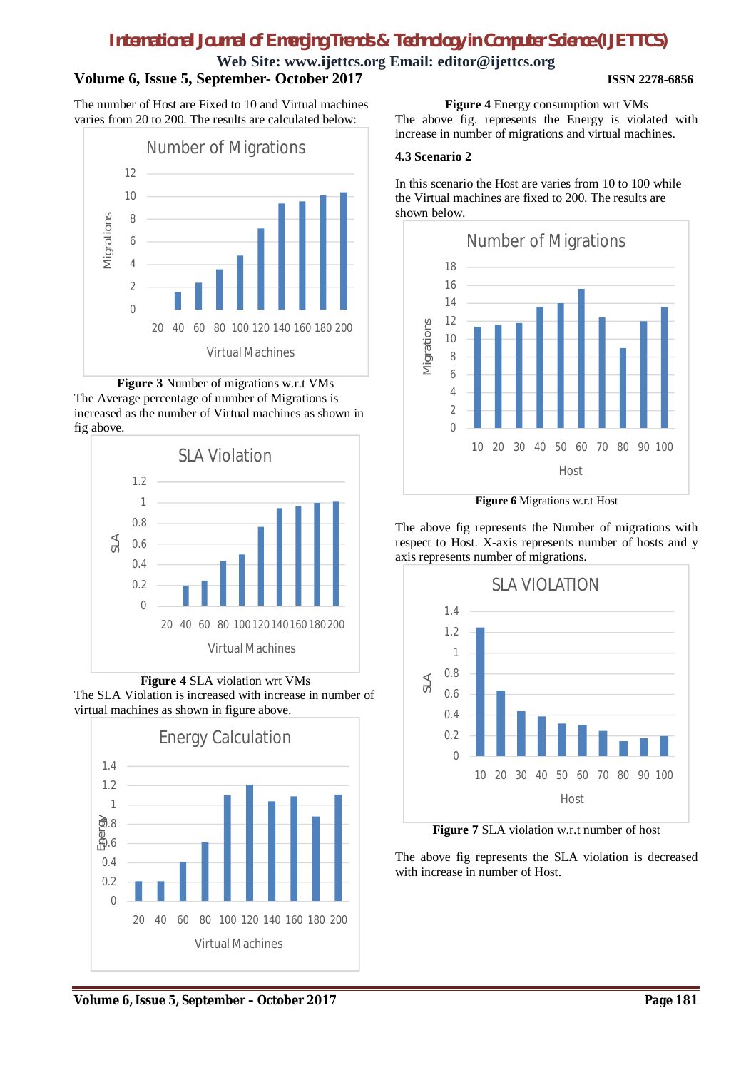The number of Host are Fixed to 10 and Virtual machines varies from 20 to 200. The results are calculated below:

**Figure 3** Number of migrations w.r.t VMs

The Average percentage of number of Migrations is increased as the number of Virtual machines as shown in fig above.

**Figure 4** SLA violation wrt VMs

The SLA Violation is increased with increase in number of virtual machines as shown in figure above.

**Figure 4** Energy consumption wrt VMs

The above fig. represents the Energy is violated with increase in number of migrations and virtual machines.

### 4.3 Scenario 2

In this scenario the Host are varies from 10 to 100 while the Virtual machines are fixed to 200. The results are shown below.

**Figure 6** Migrations w.r.t Host

The above fig represents the Number of migrations with respect to Host. X-axis represents number of hosts and y axis represents number of migrations.

**Figure 7** SLA violation w.r.t number of host

The above fig represents the SLA violation is decreased with increase in number of Host.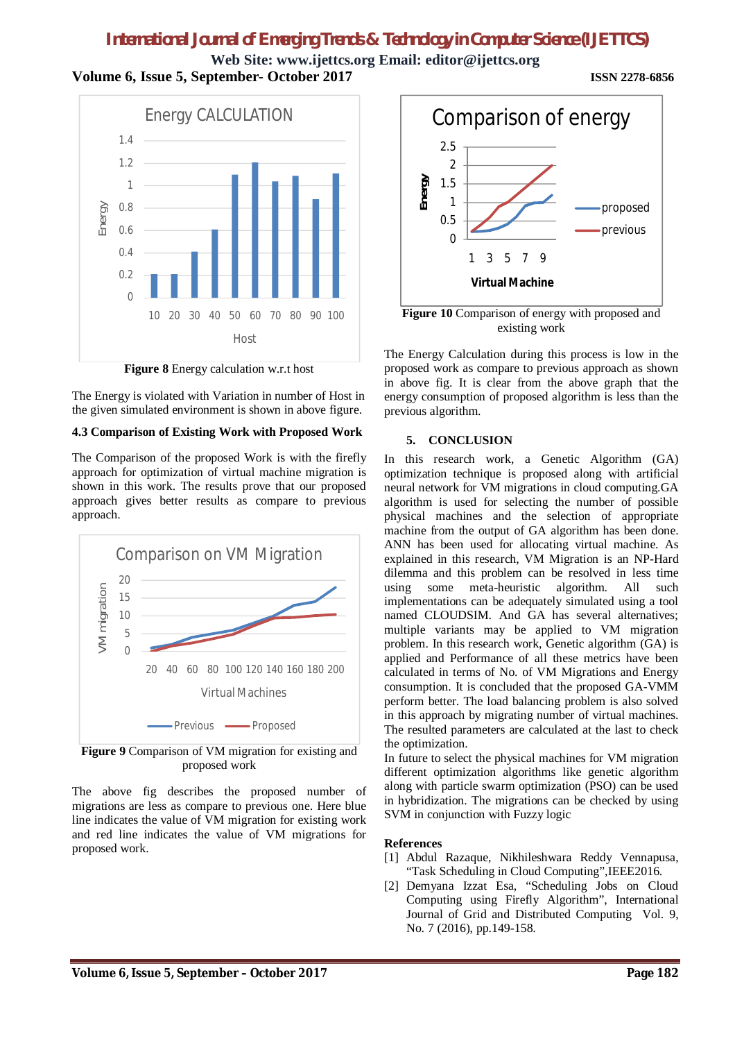Figure 8 **Energy calculation w.r.t host**

The Energy is violated with Variation in number of Host in the given simulated environment is shown in above figure.

### 4.3 Comparison of Existing Work with Proposed Work

The Comparison of the proposed Work is with the firefly approach for optimization of virtual machine migration is shown in this work. The results prove that our proposed approach gives better results as compare to previous approach.

**Figure 9** Comparison of VM migration for existing and proposed work

The above fig describes the proposed number of migrations are less as compare to previous one. Here blue line indicates the value of VM migration for existing work and red line indicates the value of VM migrations for proposed work.

**Figure 10** Comparison of energy with proposed and existing work

The Energy Calculation during this process is low in the proposed work as compare to previous approach as shown in above fig. It is clear from the above graph that the energy consumption of proposed algorithm is less than the previous algorithm.

## 5. CONCLUSION

In this research work, a Genetic Algorithm (GA) optimization technique is proposed along with artificial neural network for VM migrations in cloud computing.GA algorithm is used for selecting the number of possible physical machines and the selection of appropriate machine from the output of GA algorithm has been done. ANN has been used for allocating virtual machine. As explained in this research, VM Migration is an NP-Hard dilemma and this problem can be resolved in less time using some meta-heuristic algorithm. All such implementations can be adequately simulated using a tool named CLOUDSIM. And GA has several alternatives; multiple variants may be applied to VM migration problem. In this research work, Genetic algorithm (GA) is applied and Performance of all these metrics have been calculated in terms of No. of VM Migrations and Energy consumption. It is concluded that the proposed GA-VMM perform better. The load balancing problem is also solved in this approach by migrating number of virtual machines. The resulted parameters are calculated at the last to check the optimization.

In future to select the physical machines for VM migration different optimization algorithms like genetic algorithm along with particle swarm optimization (PSO) can be used in hybridization. The migrations can be checked by using SVM in conjunction with Fuzzy logic

**References**

[1] Abdul Razaque, Nikhileshwara Reddy Vennapusa, "Task Scheduling in Cloud Computing",IEEE2016.

[2] Demyana Izzat Esa, "Scheduling Jobs on Cloud Computing using Firefly Algorithm", International Journal of Grid and Distributed Computing Vol. 9, No. 7 (2016), pp.149-158.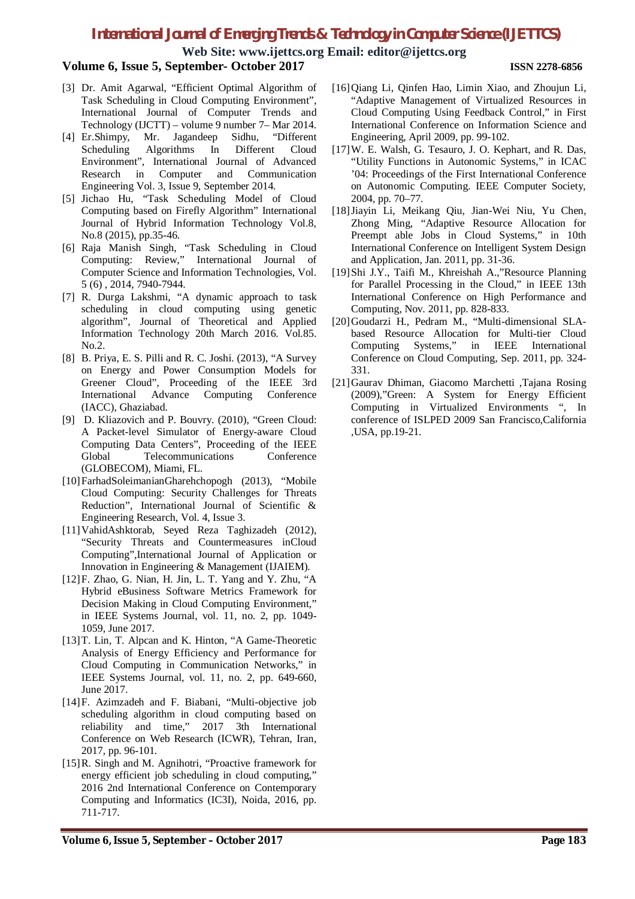[3] Dr. Amit Agarwal, "Efficient Optimal Algorithm of Task Scheduling in Cloud Computing Environment", International Journal of Computer Trends and Technology (IJCTT) – volume 9 number 7– Mar 2014.

[4] Er.Shimpy, Mr. Jagandeep Sidhu, "Different Scheduling Algorithms In Different Cloud Environment", International Journal of Advanced Research in Computer and Communication Engineering Vol. 3, Issue 9, September 2014.

[5] Jichao Hu, "Task Scheduling Model of Cloud Computing based on Firefly Algorithm" International Journal of Hybrid Information Technology Vol.8, No.8 (2015), pp.35-46.

[6] Raja Manish Singh, "Task Scheduling in Cloud Computing: Review," International Journal of Computer Science and Information Technologies, Vol. 5 (6) , 2014, 7940-7944.

[7] R. Durga Lakshmi, "A dynamic approach to task scheduling in cloud computing using genetic algorithm", Journal of Theoretical and Applied Information Technology 20th March 2016. Vol.85. No.2.

[8] B. Priya, E. S. Pilli and R. C. Joshi. (2013), "A Survey on Energy and Power Consumption Models for Greener Cloud", Proceeding of the IEEE 3rd International Advance Computing Conference (IACC), Ghaziabad.

[9] D. Kliazovich and P. Bouvry. (2010), "Green Cloud: A Packet-level Simulator of Energy-aware Cloud Computing Data Centers", Proceeding of the IEEE Global Telecommunications Conference (GLOBECOM), Miami, FL.

[10] FarhadSoleimanianGharehchopogh (2013), "Mobile Cloud Computing: Security Challenges for Threats Reduction", International Journal of Scientific & Engineering Research, Vol. 4, Issue 3.

[11] VahidAshktorab, Seyed Reza Taghizadeh (2012), "Security Threats and Countermeasures inCloud Computing",International Journal of Application or Innovation in Engineering & Management (IJAIEM).

[12] F. Zhao, G. Nian, H. Jin, L. T. Yang and Y. Zhu, "A Hybrid eBusiness Software Metrics Framework for Decision Making in Cloud Computing Environment," in IEEE Systems Journal, vol. 11, no. 2, pp. 1049-1059, June 2017.

[13] T. Lin, T. Alpcan and K. Hinton, "A Game-Theoretic Analysis of Energy Efficiency and Performance for Cloud Computing in Communication Networks," in IEEE Systems Journal, vol. 11, no. 2, pp. 649-660, June 2017.

[14] F. Azimzadeh and F. Biabani, "Multi-objective job scheduling algorithm in cloud computing based on reliability and time," 2017 3th International Conference on Web Research (ICWR), Tehran, Iran, 2017, pp. 96-101.

[15] R. Singh and M. Agnihotri, "Proactive framework for energy efficient job scheduling in cloud computing," 2016 2nd International Conference on Contemporary Computing and Informatics (IC3I), Noida, 2016, pp. 711-717.

[16] Qiang Li, Qinfen Hao, Limin Xiao, and Zhoujun Li, "Adaptive Management of Virtualized Resources in Cloud Computing Using Feedback Control," in First International Conference on Information Science and Engineering, April 2009, pp. 99-102.

[17] W. E. Walsh, G. Tesauro, J. O. Kephart, and R. Das, "Utility Functions in Autonomic Systems," in ICAC '04: Proceedings of the First International Conference on Autonomic Computing. IEEE Computer Society, 2004, pp. 70–77.

[18] Jiayin Li, Meikang Qiu, Jian-Wei Niu, Yu Chen, Zhong Ming, "Adaptive Resource Allocation for Preempt able Jobs in Cloud Systems," in 10th International Conference on Intelligent System Design and Application, Jan. 2011, pp. 31-36.

[19] Shi J.Y., Taifi M., Khreishah A.,"Resource Planning for Parallel Processing in the Cloud," in IEEE 13th International Conference on High Performance and Computing, Nov. 2011, pp. 828-833.

[20] Goudarzi H., Pedram M., "Multi-dimensional SLA-based Resource Allocation for Multi-tier Cloud Computing Systems," in IEEE International Conference on Cloud Computing, Sep. 2011, pp. 324-331.

[21] Gaurav Dhiman, Giacomo Marchetti ,Tajana Rosing (2009),"Green: A System for Energy Efficient Computing in Virtualized Environments ", In conference of ISLPED 2009 San Francisco,California ,USA, pp.19-21.